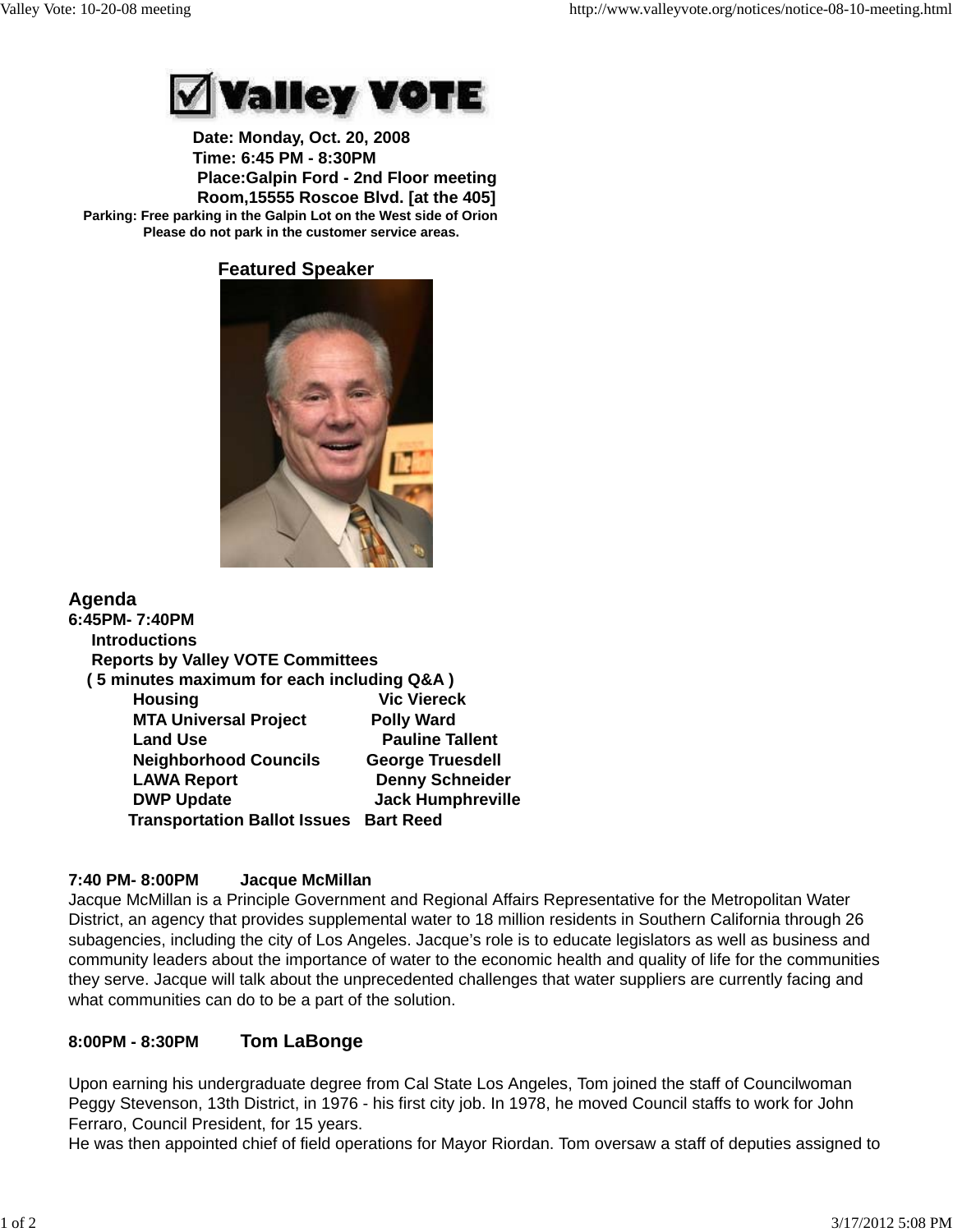# Valley VOTE

**Date: Monday, Oct. 20, 2008**
**Time: 6:45 PM - 8:30PM**
**Place:Galpin Ford - 2nd Floor meeting Room,15555 Roscoe Blvd. [at the 405]**
**Parking: Free parking in the Galpin Lot on the West side of Orion**
**Please do not park in the customer service areas.**

## Featured Speaker

## Agenda

**6:45PM- 7:40PM**

**Introductions**

**Reports by Valley VOTE Committees**
**( 5 minutes maximum for each including Q&A )**

| | |
|---|---|
| **Housing** | **Vic Viereck** |
| **MTA Universal Project** | **Polly Ward** |
| **Land Use** | **Pauline Tallent** |
| **Neighborhood Councils** | **George Truesdell** |
| **LAWA Report** | **Denny Schneider** |
| **DWP Update** | **Jack Humphreville** |
| **Transportation Ballot Issues** | **Bart Reed** |

**7:40 PM- 8:00PM Jacque McMillan**

Jacque McMillan is a Principle Government and Regional Affairs Representative for the Metropolitan Water District, an agency that provides supplemental water to 18 million residents in Southern California through 26 subagencies, including the city of Los Angeles. Jacque's role is to educate legislators as well as business and community leaders about the importance of water to the economic health and quality of life for the communities they serve. Jacque will talk about the unprecedented challenges that water suppliers are currently facing and what communities can do to be a part of the solution.

**8:00PM - 8:30PM Tom LaBonge**

Upon earning his undergraduate degree from Cal State Los Angeles, Tom joined the staff of Councilwoman Peggy Stevenson, 13th District, in 1976 - his first city job. In 1978, he moved Council staffs to work for John Ferraro, Council President, for 15 years.
He was then appointed chief of field operations for Mayor Riordan. Tom oversaw a staff of deputies assigned to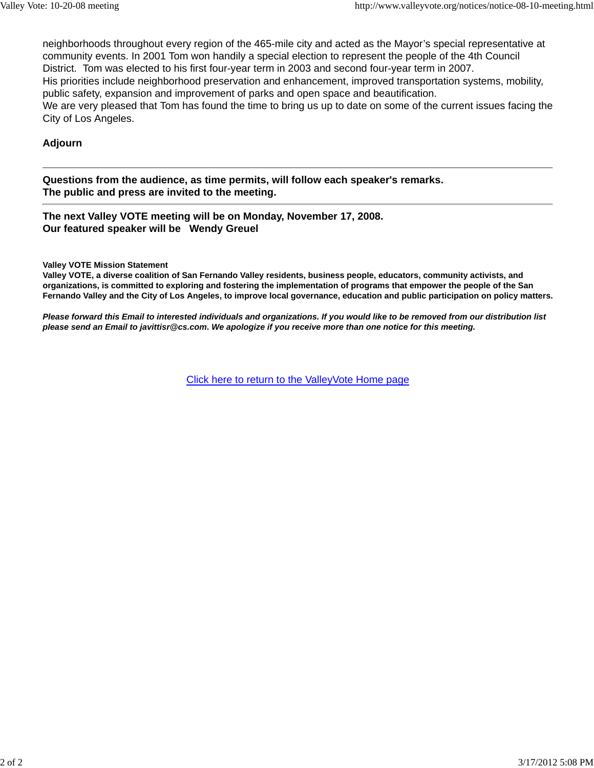neighborhoods throughout every region of the 465-mile city and acted as the Mayor's special representative at community events. In 2001 Tom won handily a special election to represent the people of the 4th Council District. Tom was elected to his first four-year term in 2003 and second four-year term in 2007.
His priorities include neighborhood preservation and enhancement, improved transportation systems, mobility, public safety, expansion and improvement of parks and open space and beautification.
We are very pleased that Tom has found the time to bring us up to date on some of the current issues facing the City of Los Angeles.

**Adjourn**

---

**Questions from the audience, as time permits, will follow each speaker's remarks.**
**The public and press are invited to the meeting.**

---

**The next Valley VOTE meeting will be on Monday, November 17, 2008.**
**Our featured speaker will be Wendy Greuel**

**Valley VOTE Mission Statement**
**Valley VOTE, a diverse coalition of San Fernando Valley residents, business people, educators, community activists, and organizations, is committed to exploring and fostering the implementation of programs that empower the people of the San Fernando Valley and the City of Los Angeles, to improve local governance, education and public participation on policy matters.**

***Please forward this Email to interested individuals and organizations. If you would like to be removed from our distribution list please send an Email to javittisr@cs.com. We apologize if you receive more than one notice for this meeting.***

[Click here to return to the ValleyVote Home page]